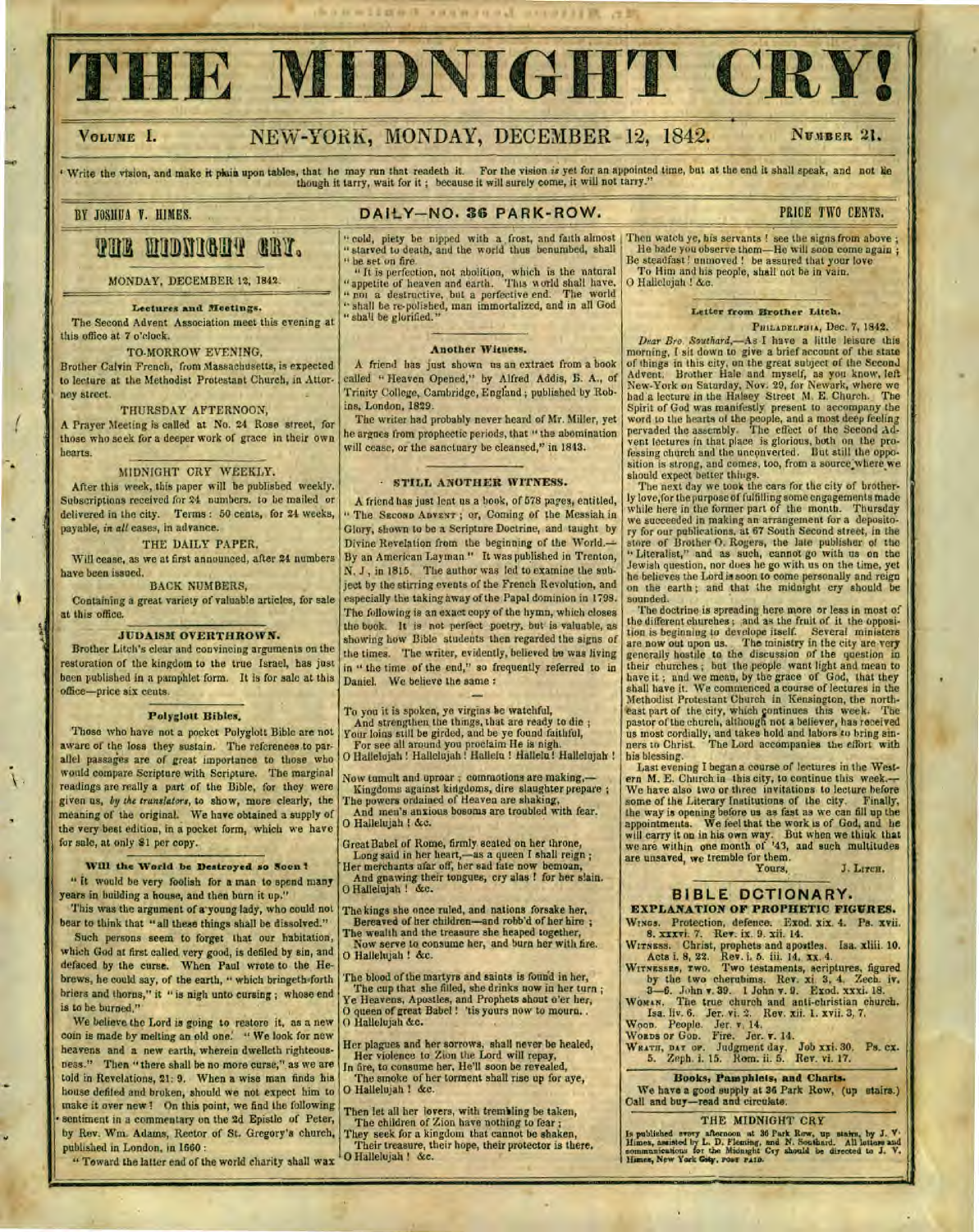# THE MIDNIGHT CRY!

VOLUME I. NEW-YORK, MONDAY, DECEMBER 12, 1842. NUMBER 21.

"Write the vision, and make it plain upon tables, that he may run that readeth it. For the vision *is* yet for an appointed time, but at the end it shall speak, and not lie though it tarry, wait for it; because it will surely come, it will not tarry."

BY JOSHUA V. HIMES. DAILY—NO. 36 PARK-ROW. PRICE TWO CENTS.

## THE MIDNIGHT CRY.

MONDAY, DECEMBER 12, 1842.

### Lectures and Meetings.

The Second Advent Association meet this evening at this office at 7 o'clock.

TO-MORROW EVENING,

Brother Calvin French, from Massachusetts, is expected to lecture at the Methodist Protestant Church, in Attorney street.

THURSDAY AFTERNOON,

A Prayer Meeting is called at No. 24 Rose street, for those who seek for a deeper work of grace in their own hearts.

MIDNIGHT CRY WEEKLY.

After this week, this paper will be published weekly. Subscriptions received for 24 numbers, to be mailed or delivered in the city. Terms: 50 cents, for 24 weeks, payable, *in all* cases, in advance.

THE DAILY PAPER,

Will cease, as we at first announced, after 24 numbers have been issued.

BACK NUMBERS,

Containing a great variety of valuable articles, for sale at this office.

### JUDAISM OVERTHROWN.

Brother Litch's clear and convincing arguments on the restoration of the kingdom to the true Israel, has just been published in a pamphlet form. It is for sale at this office—price six cents.

### Polyglott Bibles.

Those who have not a pocket Polyglott Bible are not aware of the loss they sustain. The references to parallel passages are of great importance to those who would compare Scripture with Scripture. The marginal readings are really a part of the Bible, for they were given us, *by the translators*, to show, more clearly, the meaning of the original. We have obtained a supply of the very best edition, in a pocket form, which we have for sale, at only $1 per copy.

### Will the World be Destroyed so Soon?

"It would be very foolish for a man to spend many years in building a house, and then burn it up."

This was the argument of a young lady, who could not bear to think that "all these things shall be dissolved."

Such persons seem to forget that our habitation, which God at first called very good, is defiled by sin, and defaced by the curse. When Paul wrote to the Hebrews, he could say, of the earth, "which bringeth forth briers and thorns," it "is nigh unto cursing; whose end is to be burned."

We believe the Lord is going to restore it, as a new coin is made by melting an old one. "We look for new heavens and a new earth, wherein dwelleth righteousness." Then "there shall be no more curse," as we are told in Revelations, 21: 9. When a wise man finds his house defiled and broken, should we not expect him to make it over new? On this point, we find the following sentiment in a commentary on the 2d Epistle of Peter, by Rev. Wm. Adams, Rector of St. Gregory's church, published in London, in 1660:

"Toward the latter end of the world charity shall wax "cold, piety be nipped with a frost, and faith almost "starved to death, and the world thus benumbed, shall "be set on fire.

"It is perfection, not abolition, which is the natural "appetite of heaven and earth. This world shall have, "not a destructive, but a perfective end. The world "shall be re-polished, man immortalized, and in all God "shall be glorified."

### Another Witness.

A friend has just shown us an extract from a book called "Heaven Opened," by Alfred Addis, B. A., of Trinity College, Cambridge, England; published by Robins, London, 1829.

The writer had probably never heard of Mr. Miller, yet he argues from prophetic periods, that "the abomination will cease, or the sanctuary be cleansed," in 1843.

### STILL ANOTHER WITNESS.

A friend has just lent us a book, of 578 pages, entitled, "The SECOND ADVENT; or, Coming of the Messiah in Glory, shown to be a Scripture Doctrine, and taught by Divine Revelation from the beginning of the World.—By an American Layman." It was published in Trenton, N. J., in 1815. The author was led to examine the subject by the stirring events of the French Revolution, and especially the taking away of the Papal dominion in 1798. The following is an exact copy of the hymn, which closes the book. It is not perfect poetry, but is valuable, as showing how Bible students then regarded the signs of the times. The writer, evidently, believed he was living in "the time of the end," so frequently referred to in Daniel. We believe the same:

To you it is spoken, ye virgins be watchful,
 And strengthen the things, that are ready to die;
Your loins still be girded, and be ye found faithful,
 For see all around you proclaim He is nigh.
O Hallelujah! Hallelujah! Hallelu! Hallelu! Hallelujah!

Now tumult and uproar; commotions are making,—
 Kingdoms against kingdoms, dire slaughter prepare;
The powers ordained of Heaven are shaking,
 And men's anxious bosoms are troubled with fear.
O Hallelujah! &c.

Great Babel of Rome, firmly seated on her throne,
 Long said in her heart,—as a queen I shall reign;
Her merchants afar off, her sad fate now bemoan,
 And gnawing their tongues, cry alas! for her slain.
O Hallelujah! &c.

The kings she once ruled, and nations forsake her,
 Bereaved of her children—and robb'd of her hire;
The wealth and the treasure she heaped together,
 Now serve to consume her, and burn her with fire.
O Hallelujah! &c.

The blood of the martyrs and saints is found in her,
 The cup that she filled, she drinks now in her turn;
Ye Heavens, Apostles, and Prophets shout o'er her,
O queen of great Babel! 'tis yours now to mourn.
O Hallelujah &c.

Her plagues and her sorrows, shall never be healed,
 Her violence to Zion the Lord will repay,
In fire, to consume her, He'll soon be revealed,
 The smoke of her torment shall rise up for aye,
O Hallelujah! &c.

Then let all her lovers, with trembling be taken,
 The children of Zion have nothing to fear;
They seek for a kingdom that cannot be shaken,
 Their treasure, their hope, their protector is there.
O Hallelujah! &c.

Then watch ye, his servants! see the signs from above;
 He bade you observe them—He will soon come again;
Be steadfast! unmoved! be assured that your love
 To Him and his people, shall not be in vain.
O Hallelujah! &c.

### Letter from Brother Litch.

PHILADELPHIA, Dec. 7, 1842.

*Dear Bro. Southard*,—As I have a little leisure this morning, I sit down to give a brief account of the state of things in this city, on the great subject of the Second Advent. Brother Hale and myself, as you know, left New-York on Saturday, Nov. 29, for Newark, where we had a lecture in the Halsey Street M. E. Church. The Spirit of God was manifestly present to accompany the word to the hearts of the people, and a most deep feeling pervaded the assembly. The effect of the Second Advent lectures in that place is glorious, both on the professing church and the unconverted. But still the opposition is strong, and comes, too, from a source where we should expect better things.

The next day we took the cars for the city of brotherly love, for the purpose of fulfilling some engagements made while here in the former part of the month. Thursday we succeeded in making an arrangement for a depository for our publications, at 67 South Second street, in the store of Brother O. Rogers, the late publisher of the "Literalist," and as such, cannot go with us on the Jewish question, nor does he go with us on the time, yet he believes the Lord is soon to come personally and reign on the earth; and that the midnight cry should be sounded.

The doctrine is spreading here more or less in most of the different churches; and as the fruit of it the opposition is beginning to develope itself. Several ministers are now out upon us. The ministry in the city are very generally hostile to the discussion of the question in their churches; but the people want light and mean to have it; and we mean, by the grace of God, that they shall have it. We commenced a course of lectures in the Methodist Protestant Church in Kensington, the north-east part of the city, which continues this week. The pastor of the church, although not a believer, has received us most cordially, and takes hold and labors to bring sinners to Christ. The Lord accompanies the effort with his blessing.

Last evening I began a course of lectures in the Western M. E. Church in this city, to continue this week.—We have also two or three invitations to lecture before some of the Literary Institutions of the city. Finally, the way is opening before us as fast as we can fill up the appointments. We feel that the work is of God, and he will carry it on in his own way. But when we think that we are within one month of '43, and such multitudes are unsaved, we tremble for them.

Yours, J. LITCH.

## BIBLE DCTIONARY.

### EXPLANATION OF PROPHETIC FIGURES.

WINGS. Protection, defence. Exod. xix. 4. Ps. xvii. 8. xxxvi. 7. Rev. ix. 9. xii. 14.

WITNESS. Christ, prophets and apostles. Isa. xliii. 10. Acts i. 8, 22. Rev. i. 5. iii. 14. xx. 4.

WITNESSES, TWO. Two testaments, scriptures, figured by the two cherubims. Rev. xi. 3, 4. Zech. iv. 3—6. John v. 39. 1 John v. 9. Exod. xxxi. 18.

WOMAN. The true church and anti-christian church. Isa. liv. 6. Jer. vi. 2. Rev. xii. 1. xvii. 3, 7.

WOOD. People. Jer. v. 14.

WORDS OF GOD. Fire. Jer. v. 14.

WRATH, DAY OF. Judgment day. Job xxi. 30. Ps. cx. 5. Zeph. i. 15. Rom. ii. 5. Rev. vi. 17.

### Books, Pamphlets, and Charts.

We have a good supply at 36 Park Row, (up stairs.) Call and buy—read and circulate.

THE MIDNIGHT CRY

Is published every afternoon at 36 Park Row, up stairs, by J. V. Himes, assisted by L. D. Fleming, and N. Southard. All letters and communications for the Midnight Cry should be directed to J. V. Himes, New York City, POST PAID.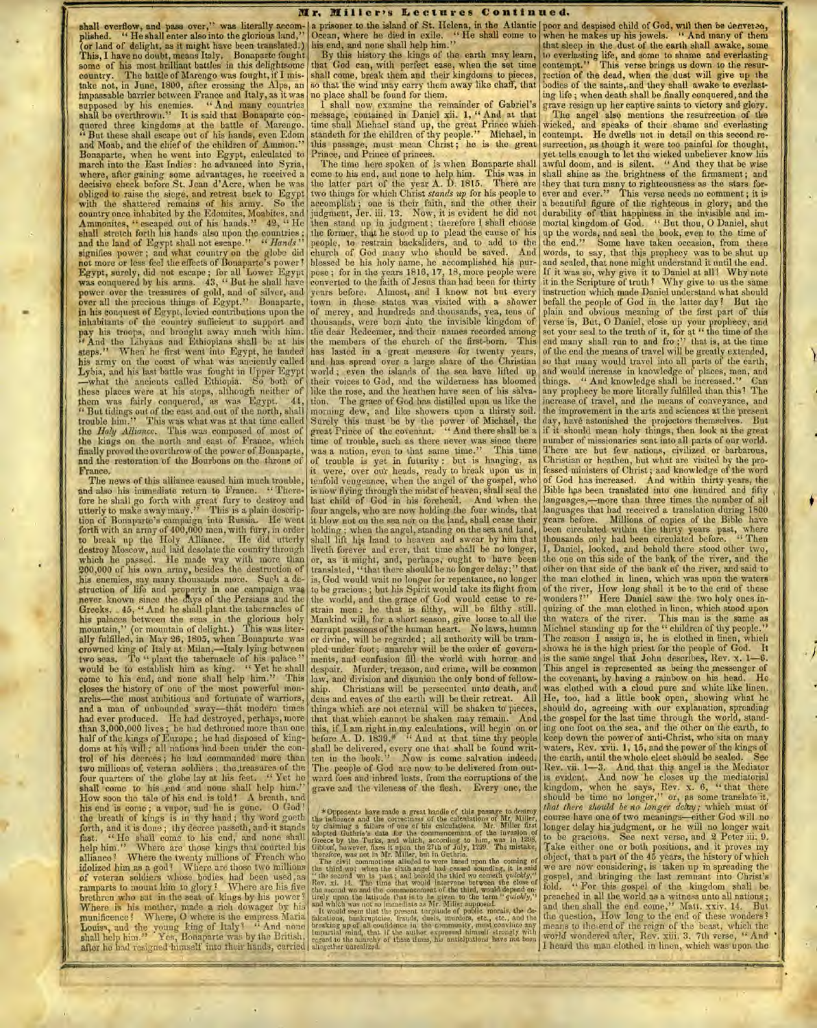shall overflow, and pass over," was literally accomplished. "He shall enter also into the glorious land," (or land of delight, as it might have been translated.) This, I have no doubt, means Italy. Bonaparte fought some of his most brilliant battles in this delightsome country. The battle of Marengo was fought, if I mistake not, in June, 1800, after crossing the Alps, an impassable barrier between France and Italy, as it was supposed by his enemies. "And many countries shall be overthrown." It is said that Bonaparte conquered three kingdoms at the battle of Marengo. "But these shall escape out of his hands, even Edom and Moab, and the chief of the children of Ammon." Bonaparte, when he went into Egypt, calculated to march into the East Indies: he advanced into Syria, where, after gaining some advantages, he received a decisive check before St. Jean d'Acre, when he was obliged to raise the siege, and retreat back to Egypt with the shattered remains of his army. So the country once inhabited by the Edomites, Moabites, and Ammonites, "escaped out of his hands." 42, "He shall stretch forth his hands also upon the countries; and the land of Egypt shall not escape." "*Hands*" signifies power; and what country on the globe did not more or less feel the effects of Bonaparte's power? Egypt, surely, did not escape; for all Lower Egypt was conquered by his arms. 43, "But he shall have power over the treasures of gold, and of silver, and over all the precious things of Egypt." Bonaparte, in his conquest of Egypt, levied contributions upon the inhabitants of the country sufficient to support and pay his troops, and brought away much with him. "And the Libyans and Ethiopians shall be at his steps." When he first went into Egypt, he landed his army on the coast of what was anciently called Lybia, and his last battle was fought in Upper Egypt—what the ancients called Ethiopia. So both of these places were at his steps, although neither of them was fairly conquered, as was Egypt. 44, "But tidings out of the east and out of the north, shall trouble him." This was what was at that time called the *Holy Alliance*. This was composed of most of the kings on the north and east of France, which finally proved the overthrow of the power of Bonaparte, and the restoration of the Bourbons on the throne of France.

The news of this alliance caused him much trouble, and also his immediate return to France. "Therefore he shall go forth with great fury to destroy and utterly to make away many." This is a plain description of Bonaparte's campaign into Russia. He went forth with an army of 400,000 men, with fury, in order to break up the Holy Alliance. He did utterly destroy Moscow, and laid desolate the country through which he passed. He made way with more than 200,000 of his own army, besides the destruction of his enemies, say many thousands more. Such a destruction of life and property in one campaign was never known since the days of the Persians and the Greeks. 45, "And he shall plant the tabernacles of his palaces between the seas in the glorious holy mountain," (or mountain of delight.) This was literally fulfilled, in May 26, 1805, when Bonaparte was crowned king of Italy at Milan.—Italy lying between two seas. To "plant the tabernacle of his palace" would be to establish him as king. "Yet he shall come to his end, and none shall help him." This closes the history of one of the most powerful monarchs—the most ambitious and fortunate of warriors, and a man of unbounded sway—that modern times had ever produced. He had destroyed, perhaps, more than 3,000,000 lives; he had dethroned more than one half of the kings of Europe; he had disposed of kingdoms at his will; all nations had been under the control of his decrees; he had commanded more than two millions of veteran soldiers; the treasures of the four quarters of the globe lay at his feet. "Yet he shall come to his end and none shall help him." How soon the tale of his end is told! A breath, and his end is come; a vapor, and he is gone. O God! the breath of kings is in thy hand; thy word goeth forth, and it is done; thy decree passeth, and it stands fast. "He shall come to his end, and none shall help him." Where are those kings that courted his alliance? Where the twenty millions of French who idolized him as a god? Where are those two millions of veteran soldiers whose bodies had been used as ramparts to mount him to glory? Where are his five brethren who sat in the seat of kings by his power? Where is his mother, made a rich dowager by his munificence? Where, O where is the empress Maria Louisa, and the young king of Italy? "And none shall help him." Yes, Bonaparte was by the British, after he had resigned himself into their hands, carried a prisoner to the island of St. Helena, in the Atlantic Ocean, where he died in exile. "He shall come to his end, and none shall help him."

By this history the kings of the earth may learn, that God can, with perfect ease, when the set time shall come, break them and their kingdoms to pieces, so that the wind may carry them away like chaff, that no place shall be found for them.

I shall now examine the remainder of Gabriel's message, contained in Daniel xii. 1, "And at that time shall Michael stand up, the great Prince which standeth for the children of thy people." Michael, in this passage, must mean Christ; he is the great Prince, and Prince of princes.

The time here spoken of is when Bonaparte shall come to his end, and none to help him. This was in the latter part of the year A. D. 1815. There are two things for which Christ *stands up* for his people to accomplish; one is their faith, and the other their judgment, Jer. iii. 13. Now, it is evident he did not then stand up in judgment; therefore I shall choose the former, that he stood up to plead the cause of his people, to restrain backsliders, and to add to the church of God many who should be saved. And blessed be his holy name, he accomplished his purpose; for in the years 1816, 17, 18, more people were converted to the faith of Jesus than had been for thirty years before. Almost, and I know not but every town in these states was visited with a shower of mercy, and hundreds and thousands, yea, tens of thousands, were born into the invisible kingdom of the dear Redeemer, and their names recorded among the members of the church of the first-born. This has lasted in a great measure for twenty years, and has spread over a large share of the Christian world; even the islands of the sea have lifted up their voices to God, and the wilderness has bloomed like the rose, and the heathen have seen of his salvation. The grace of God has distilled upon us like the morning dew, and like showers upon a thirsty soil. Surely this must be by the power of Michael, the great Prince of the covenant. "And there shall be a time of trouble, such as there never was since there was a nation, even to that same time." This time of trouble is yet in futurity: but is hanging, as it were, over our heads, ready to break upon us in tenfold vengeance, when the angel of the gospel, who is now flying through the midst of heaven, shall seal the last child of God in his forehead. And when the four angels, who are now holding the four winds, that it blow not on the sea nor on the land, shall cease their holding: when the angel, standing on the sea and land, shall lift his hand to heaven and swear by him that liveth forever and ever, that time shall be no longer, or, as it might, and, perhaps, ought to have been translated, "that there should be no longer delay;" that is, God would wait no longer for repentance, no longer to be gracious; but his Spirit would take its flight from the world, and the grace of God would cease to restrain men; he that is filthy, will be filthy still. Mankind will, for a short season, give loose to all the corrupt passions of the human heart. No laws, human or divine, will be regarded; all authority will be trampled under foot; anarchy will be the order of governments, and confusion fill the world with horror and despair. Murder, treason, and crime, will be common law, and division and disunion the only bond of fellowship. Christians will be persecuted unto death, and dens and caves of the earth will be their retreat. All things which are not eternal will be shaken to pieces, that that which cannot be shaken may remain. And this, if I am right in my calculations, will begin on or before A. D. 1839.* "And at that time thy people shall be delivered, every one that shall be found written in the book." Now is come salvation indeed. The people of God are now to be delivered from outward foes and inbred lusts, from the corruptions of the grave and the vileness of the flesh. Every one, the poor and despised child of God, will then be delivered, when he makes up his jewels. "And many of them that sleep in the dust of the earth shall awake, some to everlasting life, and some to shame and everlasting contempt." This verse brings us down to the resurrection of the dead, when the dust will give up the bodies of the saints, and they shall awake to everlasting life; when death shall be finally conquered, and the grave resign up her captive saints to victory and glory.

The angel also mentions the resurrection of the wicked, and speaks of their shame and everlasting contempt. He dwells not in detail on this second resurrection, as though it were too painful for thought, yet tells enough to let the wicked unbeliever know his awful doom, and is silent. "And they that be wise shall shine as the brightness of the firmament; and they that turn many to righteousness as the stars forever and ever." This verse needs no comment; it is a beautiful figure of the righteous in glory, and the durability of that happiness in the invisible and immortal kingdom of God. "But thou, O Daniel, shut up the words, and seal the book, even to the time of the end." Some have taken occasion, from these words, to say, that this prophecy was to be shut up and sealed, that none might understand it until the end. If it was so, why give it to Daniel at all? Why note it in the Scripture of truth? Why give to us the same instruction which made Daniel understand what should befall the people of God in the latter day? But the plain and obvious meaning of the first part of this verse is, But, O Daniel, close up your prophecy, and set your seal to the truth of it, for at "the time of the end many shall run to and fro;" that is, at the time of the end the means of travel will be greatly extended, so that many would travel into all parts of the earth, and would increase in knowledge of places, men, and things. "And knowledge shall be increased." Can any prophecy be more literally fulfilled than this? The increase of travel, and the means of conveyance, and the improvement in the arts and sciences at the present day, have astonished the projectors themselves. But if it should mean holy things, then look at the great number of missionaries sent into all parts of our world. There are but few nations, civilized or barbarous, Christian or heathen, but what are visited by the professed ministers of Christ; and knowledge of the word of God has increased. And within thirty years, the Bible has been translated into one hundred and fifty languages,—more than three times the number of all languages that had received a translation during 1800 years before. Millions of copies of the Bible have been circulated within the thirty years past, where thousands only had been circulated before. "Then I, Daniel, looked, and behold there stood other two, the one on this side of the bank of the river, and the other on that side of the bank of the river, and said to the man clothed in linen, which was upon the waters of the river, How long shall it be to the end of these wonders?" Here Daniel saw the two holy ones inquiring of the man clothed in linen, which stood upon the waters of the river. This man is the same as Michael standing up for the "children of thy people." The reason I assign is, he is clothed in linen, which shows he is the high priest for the people of God. It is the same angel that John describes, Rev. x. 1—6. This angel is represented as being the messenger of the covenant, by having a rainbow on his head. He was clothed with a cloud pure and white like linen. He, too, had a little book open, showing what he should do, agreeing with our explanation, spreading the gospel for the last time through the world, standing one foot on the sea, and the other on the earth, to keep down the power of anti-Christ, who sits on many waters, Rev. xvii. 1, 15, and the power of the kings of the earth, until the whole elect should be sealed. See Rev. vii. 1—3. And that this angel is the Mediator is evident. And now he closes up the mediatorial kingdom, when he says, Rev. x. 6, "that there should be time no longer," or, as some translate it, *that there should be no longer delay*; which must of course have one of two meanings—either God will no longer delay his judgment, or he will no longer wait to be gracious. See next verse, and 2 Peter iii. 9. Take either one or both positions, and it proves my object, that a part of the 45 years, the history of which we are now considering, is taken up in spreading the gospel, and bringing the last remnant into Christ's fold. "For this gospel of the kingdom shall be preached in all the world as a witness unto all nations; and then shall the end come," Matt. xxiv. 14. But the question, How long to the end of these wonders? means to the end of the reign of the beast, which the world wondered after, Rev. xiii. 3. 7th verse, "And I heard the man clothed in linen, which was upon the

---

\*Opponents have made a great handle of this passage to destroy the influence and the correctness of the calculations of Mr. Miller, by claiming a failure of one of his calculations. Mr. Miller first adopted Guthrie's date for the commencement of the invasion of Greece by the Turks, and which, according to him, was in 1298. Gibbon, however, fixes it upon the 27th of July, 1299. The mistake, therefore, was not in Mr. Miller, but in Guthrie.

The civil commotions alluded to were based upon the coming of the third woe: when the sixth angel had ceased sounding, it is said "the second wo is past; and behold the third wo cometh *quickly*," Rev. xi. 14. The time that would intervene between the close of the second wo and the commencement of the third, would depend entirely upon the latitude that is to be given to the term "*quickly*," and which was not so immediate as Mr. Miller supposed.

It would seem that the present turpitude of public morals, the defalcations, bankruptcies, frauds, duels, murders, etc., etc., and the breaking up of all confidence in the community, must convince any impartial mind, that if the author expressed himself strongly with regard to the anarchy of these times, his anticipations have not been altogether unrealized.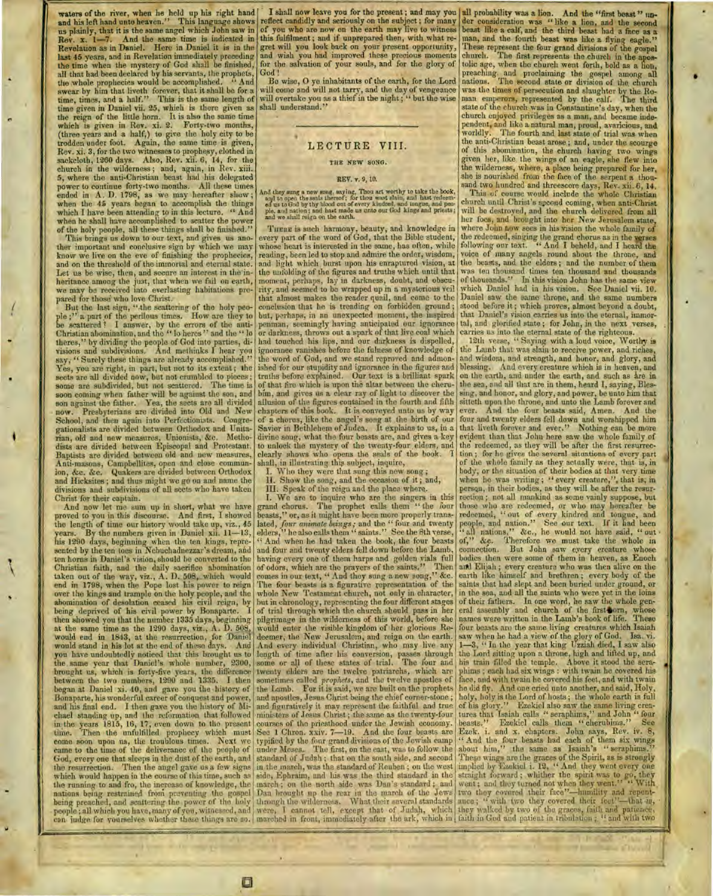waters of the river, when he held up his right hand and his left hand unto heaven." This language shows us plainly, that it is the same angel which John saw in Rev. x. 1—7. And the same time is indicated in Revelation as in Daniel. Here in Daniel it is in the last 45 years, and in Revelation immediately preceding the time when the mystery of God shall be finished, all that had been declared by his servants, the prophets, the whole prophecies would be accomplished. "And swear by him that liveth forever, that it shall be for a time, times, and a half." This is the same length of time given in Daniel vii. 25, which is there given as the reign of the little horn. It is also the same time which is given in Rev. xi. 2. Forty-two months, (three years and a half,) to give the holy city to be trodden under foot. Again, the same time is given, Rev. xi. 3, for the two witnesses to prophesy, clothed in sackcloth, 1260 days. Also, Rev. xii. 6, 14, for the church in the wilderness; and, again, in Rev. xiii. 5, where the anti-Christian beast had his delegated power to continue forty-two months. All these times ended in A. D. 1798, as we may hereafter show; when the 45 years began to accomplish the things which I have been attending to in this lecture. "And when he shall have accomplished to scatter the power of the holy people, all these things shall be finished."

This brings us down to our text, and gives us another important and conclusive sign by which we may know we live on the eve of finishing the prophecies, and on the threshold of the immortal and eternal state. Let us be wise, then, and secure an interest in the inheritance among the just, that when we fail on earth, we may be received into everlasting habitations prepared for those who love Christ.

But the last sign, "the scattering of the holy people;" a part of the perilous times. How are they to be scattered? I answer, by the errors of the anti-Christian abomination, and the "lo heres" and the "lo theres," by dividing the people of God into parties, divisions and subdivisions. And methinks I hear you say, "Surely these things are already accomplished." Yes, you are right, in part, but not to its extent; the sects are all divided now, but not crumbled to pieces; some are subdivided, but not scattered. The time is soon coming when father will be against the son, and son against the father. Yea, the sects are all divided now. Presbyterians are divided into Old and New School, and then again into Perfectionists. Congregationalists are divided between Orthodox and Unitarian, old and new measures, Unionists, &c. Methodists are divided between Episcopal and Protestant. Baptists are divided between old and new measures, Anti-masons, Campbellites, open and close communion, &c. &c. Quakers are divided between Orthodox and Hicksites; and thus might we go on and name the divisions and subdivisions of all sects who have taken Christ for their captain.

And now let me sum up in short, what we have proved to you in this discourse. And first, I showed the length of time our history would take up, viz., 45 years. By the numbers given in Daniel xii. 11—13, his 1290 days, beginning when the ten kings, represented by the ten toes in Nebuchadnezzar's dream, and ten horns in Daniel's vision, should be converted to the Christian faith, and the daily sacrifice abomination taken out of the way, viz., A. D. 508, which would end in 1798, when the Pope lost his power to reign over the kings and trample on the holy people, and the abomination of desolation ceased his civil reign, by being deprived of his civil power by Bonaparte. I then showed you that the number 1335 days, beginning at the same time as the 1290 days, viz., A. D. 508, would end in 1843, at the resurrection, for Daniel would stand in his lot at the end of these days. And you have undoubtedly noticed that this brought us to the same year that Daniel's whole number, 2300, brought us, which is forty-five years, the difference between the two numbers, 1290 and 1335. I then began at Daniel xi. 40, and gave you the history of Bonaparte, his wonderful career of conquest and power, and his final end. I then gave you the history of Michael standing up, and the reformation that followed in the years 1815, 16, 17, even down to the present time. Then the unfulfilled prophecy which must come soon upon us, the troublous times. Next we came to the time of the deliverance of the people of God, every one that sleeps in the dust of the earth, and the resurrection. Then the angel gave us a few signs which would happen in the course of this time, such as the running to and fro, the increase of knowledge, the nations being restrained from preventing the gospel being preached, and scattering the power of the holy people; all which you have, many of you, witnessed, and can judge for yourselves whether these things are so.

I shall now leave you for the present; and may you reflect candidly and seriously on the subject; for many of you who are now on the earth may live to witness this fulfilment; and if unprepared then, with what regret will you look back on your present opportunity, and wish you had improved these precious moments for the salvation of your souls, and for the glory of God!

Be wise, O ye inhabitants of the earth, for the Lord will come and will not tarry, and the day of vengeance will overtake you as a thief in the night; "but the wise shall understand."

---

## LECTURE VIII.

### THE NEW SONG.

#### REV. v. 9, 10.

And they sung a new song, saying, Thou art worthy to take the book, and to open the seals thereof; for thou wast slain, and hast redeemed us to God by thy blood out of every kindred, and tongue, and people, and nation; and hast made us unto our God kings and priests; and we shall reign on the earth.

There is such harmony, beauty, and knowledge in every part of the word of God, that the Bible student, whose heart is interested in the same, has often, while reading, been led to stop and admire the order, wisdom, and light which burst upon his enraptured vision, at the unfolding of the figures and truths which until that moment, perhaps, lay in darkness, doubt, and obscurity, and seemed to be wrapped up in a mysterious veil that almost makes the reader quail, and come to the conclusion that he is treading on forbidden ground; but, perhaps, in an unexpected moment, the inspired penman, seemingly having anticipated our ignorance or darkness, throws out a spark of that live coal which had touched his lips, and our darkness is dispelled, ignorance vanishes before the fulness of knowledge of the word of God, and we stand reproved and admonished for our stupidity and ignorance in the figures and truths before explained. Our text is a brilliant spark of that fire which is upon the altar between the cherubim, and gives us a clear ray of light to discover the allusion of the figures contained in the fourth and fifth chapters of this book. It is conveyed unto us by way of a chorus, like the angel's song at the birth of our Savior in Bethlehem of Judea. It explains to us, in a divine song, what the four beasts are, and gives a key to unlock the mystery of the twenty-four elders, and clearly shows who opens the seals of the book. I shall, in illustrating this subject, inquire,

I. Who they were that sung this new song;

II. Show the song, and the occasion of it; and,

III. Speak of the reign and the place where.

I. We are to inquire who are the singers in this grand chorus. The prophet calls them "the four beasts," or, as it might have been more properly translated, *four animate beings;* and the "four and twenty elders," he also calls them "saints." See the 8th verse, "And when he had taken the book, the four beasts and four and twenty elders fell down before the Lamb, having every one of them harps and golden vials full of odors, which are the prayers of the saints." Then comes in our text, "And they sung a new song," &c. The four beasts is a figurative representation of the whole New Testament church, not only in character, but in chronology, representing the four different stages of trial through which the church should pass in her pilgrimage in the wilderness of this world, before she would enter the visible kingdom of her glorious Redeemer, the New Jerusalem, and reign on the earth. And every individual Christian, who may live any length of time after his conversion, passes through some or all of these states of trial. The four and twenty elders are the twelve patriarchs, which are sometimes called *prophets*, and the twelve apostles of the Lamb. For it is said, we are built on the prophets and apostles, Jesus Christ being the chief corner-stone; and figuratively it may represent the faithful and true ministers of Jesus Christ; the same as the twenty-four courses of the priesthood under the Jewish economy. See 1 Chron. xxiv. 7—19. And the four beasts are typified by the four grand divisions of the Jewish camp under Moses. The first, on the east, was to follow the standard of Judah; that on the south side, and second in the march, was the standard of Reuben; on the west side, Ephraim, and his was the third standard in the march; on the north side was Dan's standard; and Dan brought up the rear in the march of the Jews through the wilderness. What their several standards were, I cannot tell, except that of Judah, which marched in front, immediately after the ark, which in all probability was a lion. And the "first beast" under consideration was "like a lion, and the second beast like a calf, and the third beast had a face as a man, and the fourth beast was like a flying eagle." These represent the four grand divisions of the gospel church. The first represents the church in the apostolic age, when the church went forth, bold as a lion, preaching and proclaiming the gospel among all nations. The second state or division of the church was the times of persecution and slaughter by the Roman emperors, represented by the calf. The third state of the church was in Constantine's day, when the church enjoyed privileges as a man, and became independent, and like a natural man, proud, avaricious, and worldly. The fourth and last state of trial was when the anti-Christian beast arose; and, under the scourge of this abomination, the church having two wings given her, like the wings of an eagle, she flew into the wilderness, where, a place being prepared for her, she is nourished from the face of the serpent a thousand two hundred and threescore days, Rev. xii. 6, 14.

This of course would include the whole Christian church until Christ's second coming, when anti-Christ will be destroyed, and the church delivered from all her foes, and brought into her New Jerusalem state, where John now sees in his vision the whole family of the redeemed, singing the grand chorus as in the verses following our text. "And I beheld, and I heard the voice of many angels round about the throne, and the beasts, and the elders; and the number of them was ten thousand times ten thousand and thousands of thousands." In this vision John has the same view which Daniel had in his vision. See Daniel vii. 10. Daniel saw the same throne, and the same numbers stood before it; which proves, almost beyond a doubt, that Daniel's vision carries us into the eternal, immortal, and glorified state; for John, in the next verses, carries us into the eternal state of the righteous.

12th verse, "Saying with a loud voice, Worthy is the Lamb that was slain to receive power, and riches, and wisdom, and strength, and honor, and glory, and blessing. And every creature which is in heaven, and on the earth, and under the earth, and such as are in the sea, and all that are in them, heard I, saying, Blessing, and honor, and glory, and power, be unto him that sitteth upon the throne, and unto the Lamb forever and ever. And the four beasts said, Amen. And the four and twenty elders fell down and worshipped him that liveth forever and ever." Nothing can be more evident than that John here saw the whole family of the redeemed, as they will be after the first resurrection; for he gives the several situations of every part of the whole family as they actually were, that is, in body, or the situation of their bodies at that very time when he was writing; "every creature," that is, in person, in their bodies, as they will be after the resurrection; not all mankind as some vainly suppose, but those who are redeemed, or who may hereafter be redeemed, "out of every kindred and tongue, and people, and nation." See our text. If it had been "all nations," &c., he would not have said, "out of," &c. Therefore we must take the whole in connection. But John saw every creature whose bodies then were some of them in heaven, as Enoch and Elijah; every creature who was then alive on the earth like himself and brethren; every body of the saints that had slept and been buried under ground, or in the sea, and all the saints who were yet in the loins of their fathers. In one word, he saw the whole general assembly and church of the first-born, whose names were written in the Lamb's book of life. These four beasts are the same living creatures which Isaiah saw when he had a view of the glory of God. Isa. vi. 1—3, "In the year that king Uzziah died, I saw also the Lord sitting upon a throne, high and lifted up, and his train filled the temple. Above it stood the seraphims; each had six wings: with twain he covered his face, and with twain he covered his feet, and with twain he did fly. And one cried unto another, and said, Holy, holy, holy is the Lord of hosts; the whole earth is full of his glory." Ezekiel also saw the same living creatures that Isaiah calls "seraphims," and John "four beasts." Ezekiel calls them "cherubims." See Ezek. i. and x. chapters. John says, Rev. iv. 8, "And the four beasts had each of them six wings about him," the same as Isaiah's "seraphims." These wings are the graces of the Spirit, as is strongly implied by Ezekiel i. 12, "And they went every one straight forward; whither the spirit was to go, they went; and they turned not when they went." "With two they covered their face"—humility and repentance; "with two they covered their feet"—that is, they walked by two of the graces, faith and patience, faith in God and patient in tribulation; "and with two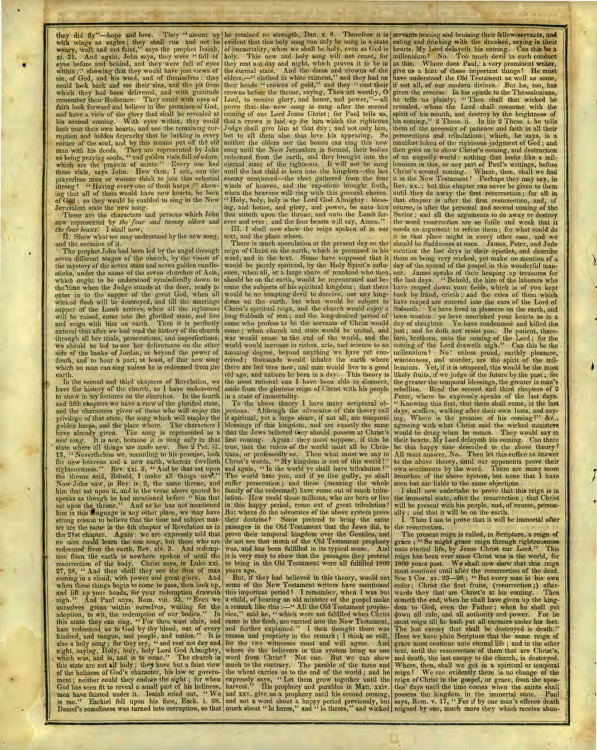they did fly"—hope and love. They "mount up with wings as eagles; they shall run and not be weary, walk and not faint," says the prophet Isaiah, xl. 31. And again, John says, they were "full of eyes before and behind, and they were full of eyes within;" showing that they would have just views of sin, of God, and his word, and of themselves: they could look back and see their sins, and the pit from which they had been delivered, and with gratitude remember their Redeemer. They could with eyes of faith look forward and believe in the promises of God, and have a view of the glory that shall be revealed at his second coming. With eyes within, they could look into their own hearts, and see the remaining corruption and hidden depravity that lie lurking in every corner of the soul, and by this means put off the old man with his deeds. They are represented by John as being praying souls, "and golden vials full of odors, which are the prayers of saints." Every one had these vials, says John. How then, I ask, can the prayerless man or woman think to join this celestial throng? "Having every one of them harps;" showing that all of them would have new hearts, be born of God; so they would be enabled to sing in the New Jerusalem state the new song.

These are the characters and persons which John saw represented by *the four and twenty elders* and *the four beasts*. I shall now,

II. Show what we may understand by the new song, and the occasion of it.

The prophet John had been led by the angel through seven different stages of the church, by the vision of the mystery of the seven stars and seven golden candlesticks, under the name of the seven churches of Asia, which ought to be understood symbolically down to the time when the Judge stands at the door, ready to enter in to the supper of the great God, when all wicked flesh will be destroyed, and till the marriage supper of the Lamb arrives, when all the righteous will be raised, enter into the glorified state, and live and reign with him on earth. Then it is perfectly natural that after we had read the history of the church through all her trials, persecutions, and imperfections, we should be led to see her deliverance on the other side of the banks of Jordan, or beyond the power of death, and to hear a part, at least, of that new song which no man can sing unless he is redeemed from the earth.

In the second and third chapters of Revelation, we have the history of the church, as I have endeavored to show in my lectures on the churches. In the fourth and fifth chapters we have a view of the glorified state, and the characters given of those who will enjoy the privilege of that state, the song which will employ the golden harps, and the place where. The characters I have already given. The song is represented as a *new song*. It is *new*, because it is sung only in that state where all things are made new. See 2 Pet. iii. 13, "Nevertheless we, according to his promise, look for new heavens and a new earth, wherein dwelleth righteousness." Rev. xxi. 5, "And he that sat upon the throne said, Behold, I make all things new." Now John saw, in Rev. iv. 2, the same throne, and him that sat upon it, and in the verse above quoted he speaks as though he had mentioned before "him that sat upon the throne." And as he has not mentioned him in this language in any other place, we may have strong reason to believe that the time and subject matter are the same in the 4th chapter of Revelation as in the 21st chapter. Again: we are expressly told that no man could learn the *new song*, but those who are redeemed from the earth, Rev. xiv. 3. And redemption from the earth is nowhere spoken of until the resurrection of the body. Christ says, in Luke xxi. 27, 28, "And then shall they see the Son of man coming in a cloud, with power and great glory. And when these things begin to come to pass, then look up, and lift up your heads, for your redemption draweth nigh." And Paul says, Rom. viii. 23, "Even we ourselves groan within ourselves, waiting for the adoption, to wit, the redemption of our bodies." In this state they can sing, "For thou wast slain, and hast redeemed us to God by thy blood, out of every kindred, and tongue, and people, and nation." It is also a holy song; for they cry, "and rest not day and night, saying, Holy, holy, holy Lord God Almighty, which was, and is, and is to come." The church in this state are not all holy; they have but a faint view of the holiness of God's character, his law or government; neither could they endure the sight; for when God has seen fit to reveal a small part of his holiness, men have fainted under it. Isaiah cried out, "Wo is me." Ezekiel fell upon his face, Ezek. i. 28. Daniel's comeliness was turned into corruption, so that he retained no strength, Dan. x. 8. Therefore it is evident that this holy song can only be sung in a state of immortality, when we shall be holy, even as God is holy. This new and holy song will not cease, for they rest not day and night, which proves it to be in the eternal state. And the dress and crowns of the elders,—"clothed in white raiment," and they had on their heads "crowns of gold," and they "cast their crowns before the throne, saying, Thou art worthy, O Lord, to receive glory, and honor, and power,"—all prove that the new song is sung after the second coming of our Lord Jesus Christ; for Paul tells us, that a crown is laid up for him which the righteous Judge shall give him at that day; and not only him, but to all them also that love his appearing. So neither the elders nor the beasts can sing this new song until the New Jerusalem is formed, their bodies redeemed from the earth, and they brought into the eternal state of the righteous. It will not be sung until the last child is born into the kingdom—the last enemy conquered—the elect gathered from the four winds of heaven, and the cap-stone brought forth, when the heavens will ring with this general chorus. "Holy, holy, holy is the Lord God Almighty: blessing, and honor, and glory, and power, be unto him that sitteth upon the throne, and unto the Lamb for ever and ever; and the four beasts will say, Amen."

III. I shall now show the reign spoken of in our text, and the place where.

There is much speculation at the present day on the reign of Christ on the earth, which is promised in his word, and in the text. Some have supposed that it would be purely spiritual, by the Holy Spirit's influence, when all, or a large share of mankind who then should be on the earth, would be regenerated and become the subjects of his spiritual kingdom; that there would be no tempting devil to deceive, nor any kingdoms on the earth, but what would be subject to Christ's spiritual reign, and the church would enjoy a long Sabbath of rest; and the long-desired period of some who profess to be the servants of Christ would come; when church and state would be united, and war would cease to the end of the world, and the world would increase in riches, arts, and science to an amazing degree, beyond anything we have yet conceived; thousands would inhabit the earth where there are but tens now, and man would live to a good old age, and nations be born in a day. This theory is the most rational one I have been able to discover, aside from the glorious reign of Christ with his people in a state of immortality.

To the above theory I have many scriptural objections. Although the advocates of this theory call it spiritual, yet a large share, if not all, are temporal blessings of this kingdom, and are exactly the same that the Jews believed they should possess at Christ's first coming. Again: they must suppose, if this be true, that the rulers of the world must all be Christians, or professedly so. Then what must we say to Christ's words, "My kingdom is not of this world!" and again, "In the world ye shall have tribulation!" The world hate you, and if ye live godly, ye shall suffer persecution; and these (meaning the whole family of the redeemed) have come out of much tribulation. How could those millions, who are born or live in this happy period, come out of great tribulation? But where do the advocates of the above system prove their doctrine? Some pretend to bring the same passages in the Old Testament that the Jews did, to prove their temporal kingdom over the Gentiles, and do not see that much of the Old Testament prophecy was, and has been fulfilled in its typical sense. And it is very easy to show that the passages they pretend to bring in the Old Testament were all fulfilled 1800 years ago.

But, if they had believed in this theory, would not some of the New Testament writers have mentioned this important period? I remember, when I was but a child, of hearing an old minister of the gospel make a remark like this:—"All the Old Testament prophecies," said he, "which were not fulfilled when Christ came in the flesh, are carried into the New Testament, and further explained." I then thought there was reason and propriety in the remark; I think so still, for the two witnesses must and will agree. And where do the believers in this system bring us one word from Christ? Not one. But we can show much to the contrary. The parable of the tares and the wheat carries us to the end of the world; and he expressly says, "Let them grow together until the harvest." His prophecy and parables in Matt. xxiv. and xxv. give us a prophecy until his second coming, and not a word about a happy period previously, but much about "lo heres," and "lo theres," and wicked servants beating and bruising their fellow-servants, and eating and drinking with the drunken, saying in their hearts, My Lord delayeth his coming. Can this be a millennium? No. Too much devil in such conduct as this. Where does Paul, a very prominent writer, give us a hint of these important things? He must have understood the Old Testament as well as some, if not all, of our modern divines. But he, too, has given the reverse. In his epistle to the Thessalonians, he tells us plainly, "Then shall that wicked be revealed, whom the Lord shall consume with the spirit of his mouth, and destroy by the brightness of his coming," 2 Thess. ii. In his 2 Thess. i. he tells them of the necessity of patience and faith in all their persecutions and tribulations; which, he says, is a manifest token of the righteous judgment of God; and then goes on to show Christ's coming, and destruction of an ungodly world: nothing that looks like a millennium in this, or any part of Paul's writings, before Christ's second coming. Where, then, shall we find it in the New Testament? Perhaps they may say, in Rev. xx.; but this chapter can never be given to them until they do away the first resurrection; for all in that chapter is after the first resurrection, and, of course, is after the personal and second coming of the Savior; and all the arguments to do away or destroy the word *resurrection* are so futile and weak that it needs no argument to refute them; for what could do it in that place might in every other case, and we should be Sadducees at once. James, Peter, and Jude mention the last days in their epistles, and describe them as being very wicked, yet make no mention of a day of the spread of the gospel in this wonderful manner. James speaks of their heaping up treasures for the last days. "Behold, the hire of the laborers who have reaped down your fields, which is of you kept back by fraud, crieth; and the cries of them which have reaped are entered into the ears of the Lord of Sabaoth. Ye have lived in pleasure on the earth, and been wanton: ye have nourished your hearts as in a day of slaughter. Ye have condemned and killed the just; and he doth not resist you. Be patient, therefore, brethren, unto the coming of the Lord; for the coming of the Lord draweth nigh." Can this be the millennium? No! unless proud, earthly pleasure, wantonness, and murder, are the spirit of the millennium. Yet, if it is temporal, this would be the most likely fruits, if we judge of the future by the past; for the greater the temporal blessings, the greater is man's rebellion. Read the second and third chapters of 2 Peter, where he expressly speaks of the last days. "Knowing this first, that there shall come, in the last days, scoffers, walking after their own lusts, and saying, Where is the promise of his coming?" &c., agreeing with what Christ said the wicked ministers would be doing when he comes. They would say in their hearts, My Lord delayeth his coming. Can there be this happy time described in the above theory? All must answer, No. Then let this suffice as answer to the above theory, until our opponents prove their own sentiments by the word. There are many more branches of the above system, but none that I have seen but are liable to the same objections.

I shall now undertake to prove that this reign is in the immortal state, after the resurrection; that Christ will be present with his people, and, of course, personally; and that it will be on the earth.

I. Then I am to prove that it will be immortal after the resurrection.

The present reign is called, in Scripture, a reign of grace; "So might grace reign through righteousness unto eternal life, by Jesus Christ our Lord." This reign has been ever since Christ was in the world, for 1800 years past. We shall now show that this reign must continue until after the resurrection of the dead. See 1 Cor. xv. 23—26; "But every man in his own order; Christ the first fruits, (resurrection;) afterwards they that are Christ's at his coming. Then cometh the end, when he shall have given up the kingdom to God, even the Father; when he shall put down all rule, and all authority and power. For he must reign till he hath put all enemies under his feet. The last enemy that shall be destroyed is death." Here we have plain Scripture that the same reign of grace must continue unto eternal life; and in the other text, until the resurrection of them that are Christ's, and death, the last enemy to the church, is destroyed. Where, then, shall we get in a spiritual or temporal reign? We see evidently there is no change of the reign of Christ in the gospel, or grace, from the apostles' days until the time comes when the saints shall possess the kingdom in the immortal state. Paul says, Rom. v. 17, "For if by one man's offence death reigned by one, much more they which receive abun-